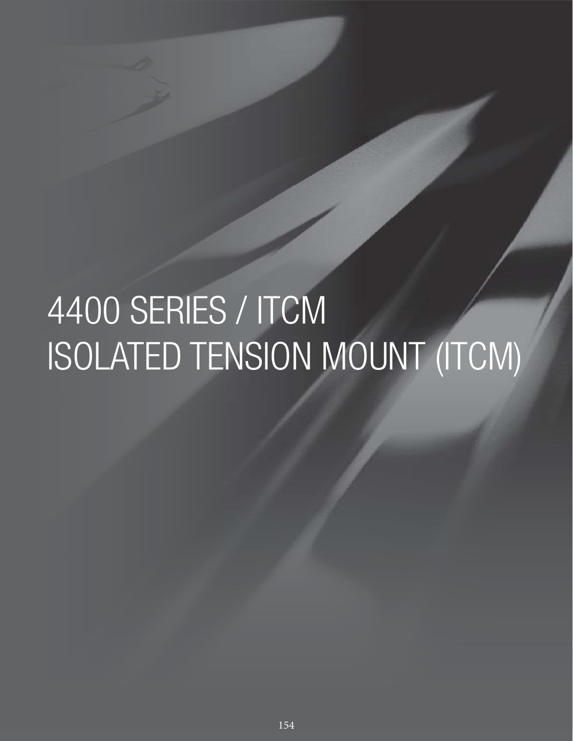# 4400 SERIES / ITCM
# ISOLATED TENSION MOUNT (ITCM)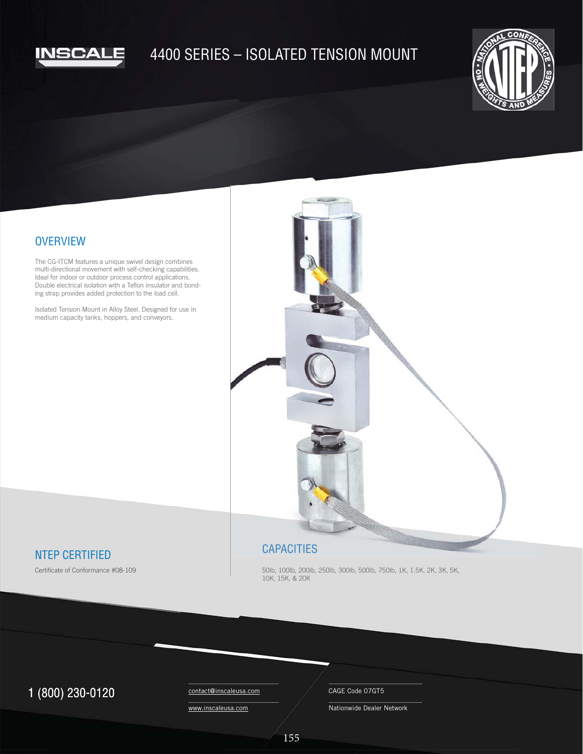INSCALE

# 4400 SERIES – ISOLATED TENSION MOUNT

## OVERVIEW

The CG-ITCM features a unique swivel design combines multi-directional movement with self-checking capabilities. Ideal for indoor or outdoor process control applications. Double electrical isolation with a Teflon insulator and bonding strap provides added protection to the load cell.

Isolated Tension Mount in Alloy Steel. Designed for use in medium capacity tanks, hoppers, and conveyors.

## NTEP CERTIFIED

Certificate of Conformance #08-109

## CAPACITIES

50lb, 100lb, 200lb, 250lb, 300lb, 500lb, 750lb, 1K, 1.5K, 2K, 3K, 5K, 10K, 15K, & 20K

1 (800) 230-0120

contact@inscaleusa.com

www.inscaleusa.com

CAGE Code 07GT5

Nationwide Dealer Network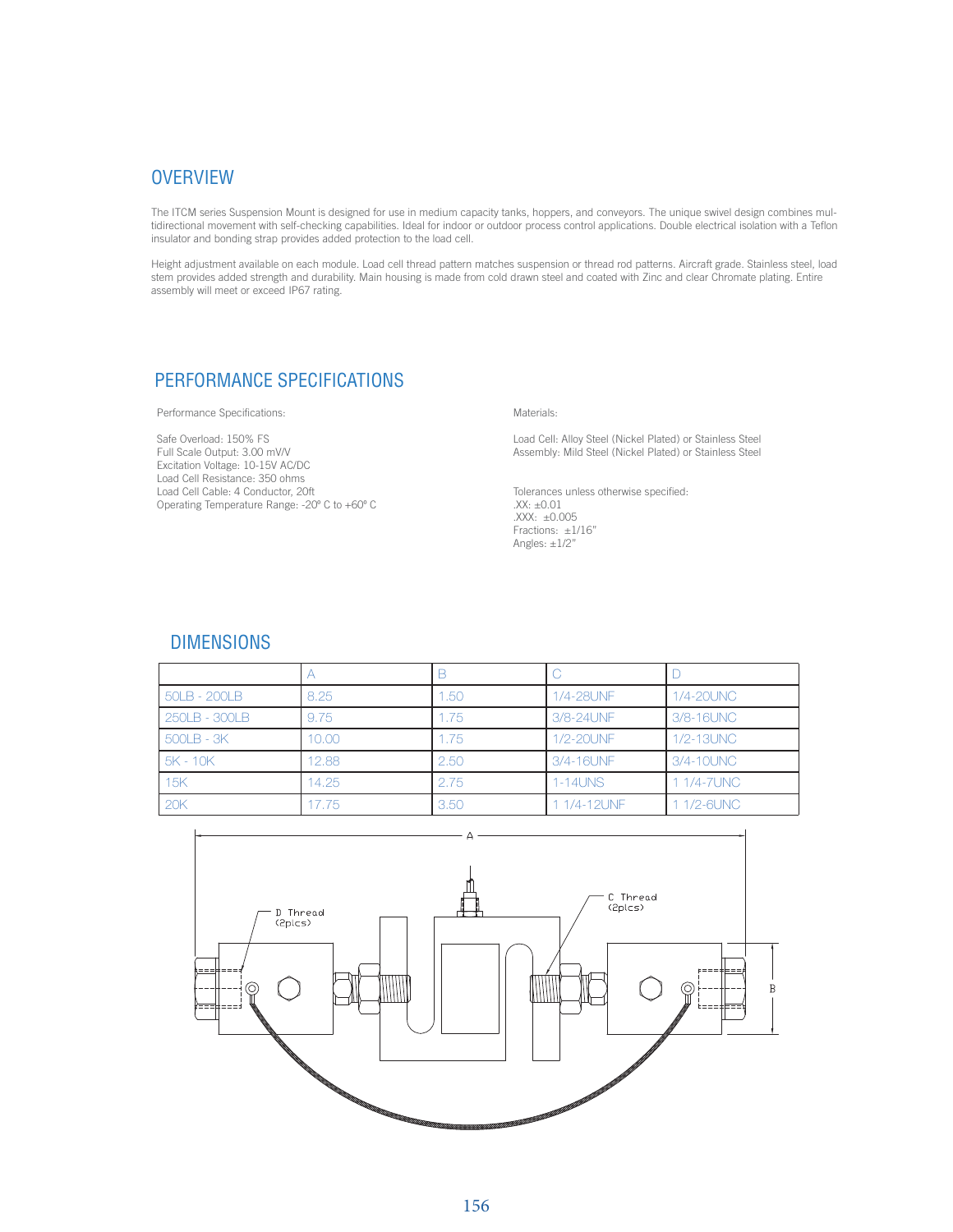## OVERVIEW

The ITCM series Suspension Mount is designed for use in medium capacity tanks, hoppers, and conveyors. The unique swivel design combines multidirectional movement with self-checking capabilities. Ideal for indoor or outdoor process control applications. Double electrical isolation with a Teflon insulator and bonding strap provides added protection to the load cell.

Height adjustment available on each module. Load cell thread pattern matches suspension or thread rod patterns. Aircraft grade. Stainless steel, load stem provides added strength and durability. Main housing is made from cold drawn steel and coated with Zinc and clear Chromate plating. Entire assembly will meet or exceed IP67 rating.

## PERFORMANCE SPECIFICATIONS

Performance Specifications:

Safe Overload: 150% FS
Full Scale Output: 3.00 mV/V
Excitation Voltage: 10-15V AC/DC
Load Cell Resistance: 350 ohms
Load Cell Cable: 4 Conductor, 20ft
Operating Temperature Range: -20º C to +60º C

Materials:

Load Cell: Alloy Steel (Nickel Plated) or Stainless Steel
Assembly: Mild Steel (Nickel Plated) or Stainless Steel

Tolerances unless otherwise specified:
.XX: ±0.01
.XXX: ±0.005
Fractions: ±1/16"
Angles: ±1/2"

## DIMENSIONS

| | A | B | C | D |
|---|---|---|---|---|
| 50LB - 200LB | 8.25 | 1.50 | 1/4-28UNF | 1/4-20UNC |
| 250LB - 300LB | 9.75 | 1.75 | 3/8-24UNF | 3/8-16UNC |
| 500LB - 3K | 10.00 | 1.75 | 1/2-20UNF | 1/2-13UNC |
| 5K - 10K | 12.88 | 2.50 | 3/4-16UNF | 3/4-10UNC |
| 15K | 14.25 | 2.75 | 1-14UNS | 1 1/4-7UNC |
| 20K | 17.75 | 3.50 | 1 1/4-12UNF | 1 1/2-6UNC |

A

D Thread (2plcs)

C Thread (2plcs)

B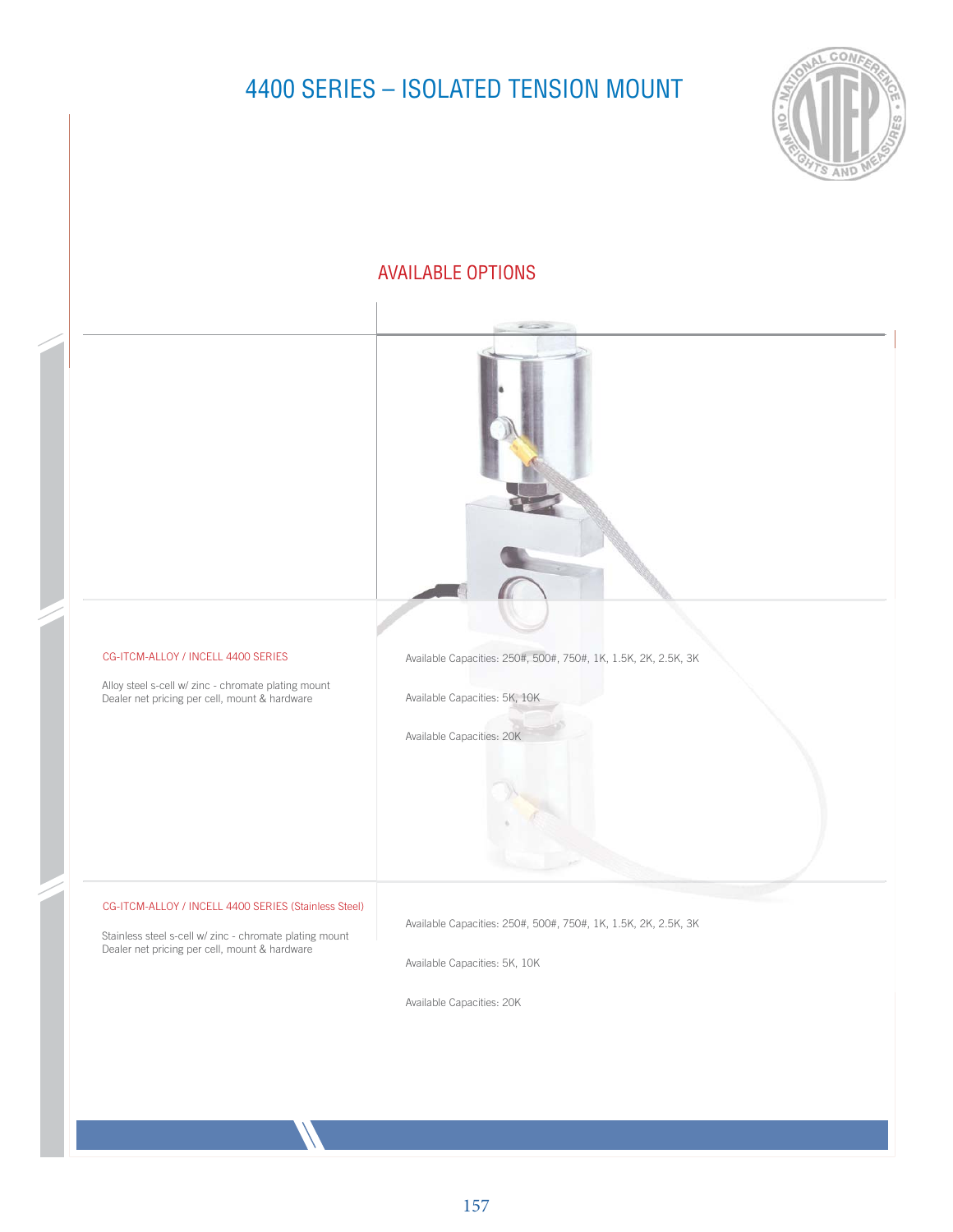# 4400 SERIES – ISOLATED TENSION MOUNT

## AVAILABLE OPTIONS

| | |
|---|---|
| CG-ITCM-ALLOY / INCELL 4400 SERIES<br><br>Alloy steel s-cell w/ zinc - chromate plating mount<br>Dealer net pricing per cell, mount & hardware | Available Capacities: 250#, 500#, 750#, 1K, 1.5K, 2K, 2.5K, 3K<br><br>Available Capacities: 5K, 10K<br><br>Available Capacities: 20K |
| CG-ITCM-ALLOY / INCELL 4400 SERIES (Stainless Steel)<br><br>Stainless steel s-cell w/ zinc - chromate plating mount<br>Dealer net pricing per cell, mount & hardware | Available Capacities: 250#, 500#, 750#, 1K, 1.5K, 2K, 2.5K, 3K<br><br>Available Capacities: 5K, 10K<br><br>Available Capacities: 20K |